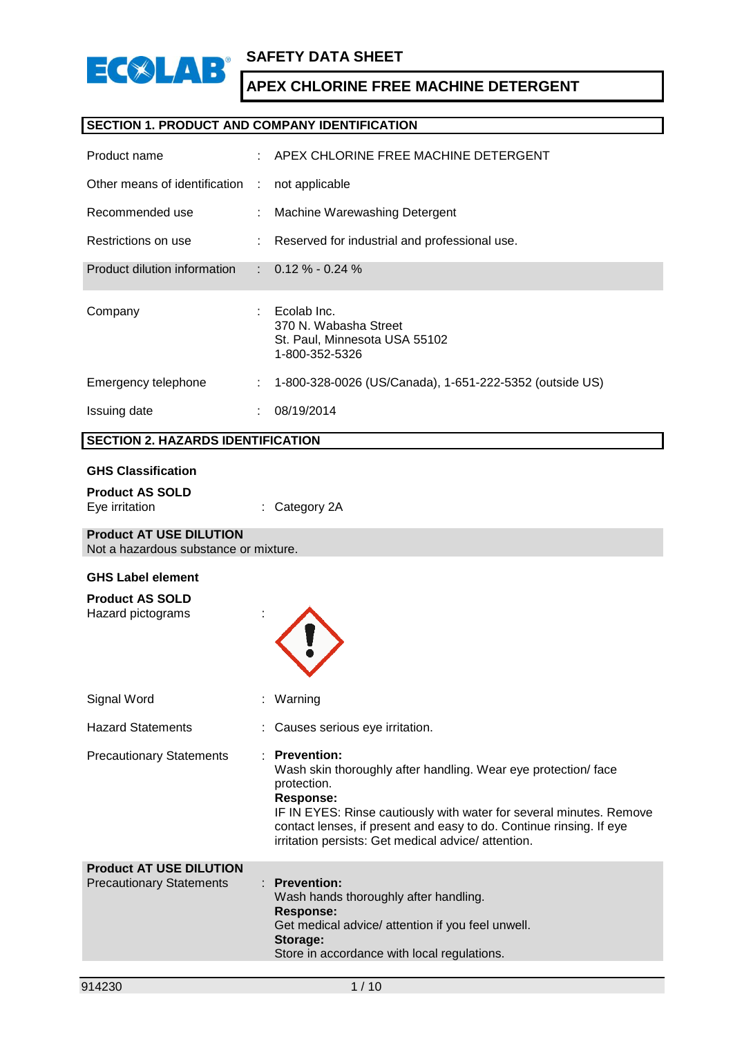SAFETY DATA SHEET

# APEX CHLORINE FREE MACHINE DETERGENT

## SECTION 1. PRODUCT AND COMPANY IDENTIFICATION

| | | |
|---|---|---|
| Product name | : | APEX CHLORINE FREE MACHINE DETERGENT |
| Other means of identification | : | not applicable |
| Recommended use | : | Machine Warewashing Detergent |
| Restrictions on use | : | Reserved for industrial and professional use. |
| Product dilution information | : | 0.12 % - 0.24 % |
| Company | : | Ecolab Inc.<br>370 N. Wabasha Street<br>St. Paul, Minnesota USA 55102<br>1-800-352-5326 |
| Emergency telephone | : | 1-800-328-0026 (US/Canada), 1-651-222-5352 (outside US) |
| Issuing date | : | 08/19/2014 |

## SECTION 2. HAZARDS IDENTIFICATION

**GHS Classification**

**Product AS SOLD**

Eye irritation : Category 2A

**Product AT USE DILUTION**

Not a hazardous substance or mixture.

**GHS Label element**

**Product AS SOLD**

Hazard pictograms :

Signal Word : Warning

Hazard Statements : Causes serious eye irritation.

Precautionary Statements :

**Prevention:**
Wash skin thoroughly after handling. Wear eye protection/ face protection.
**Response:**
IF IN EYES: Rinse cautiously with water for several minutes. Remove contact lenses, if present and easy to do. Continue rinsing. If eye irritation persists: Get medical advice/ attention.

**Product AT USE DILUTION**

Precautionary Statements :

**Prevention:**
Wash hands thoroughly after handling.
**Response:**
Get medical advice/ attention if you feel unwell.
**Storage:**
Store in accordance with local regulations.

914230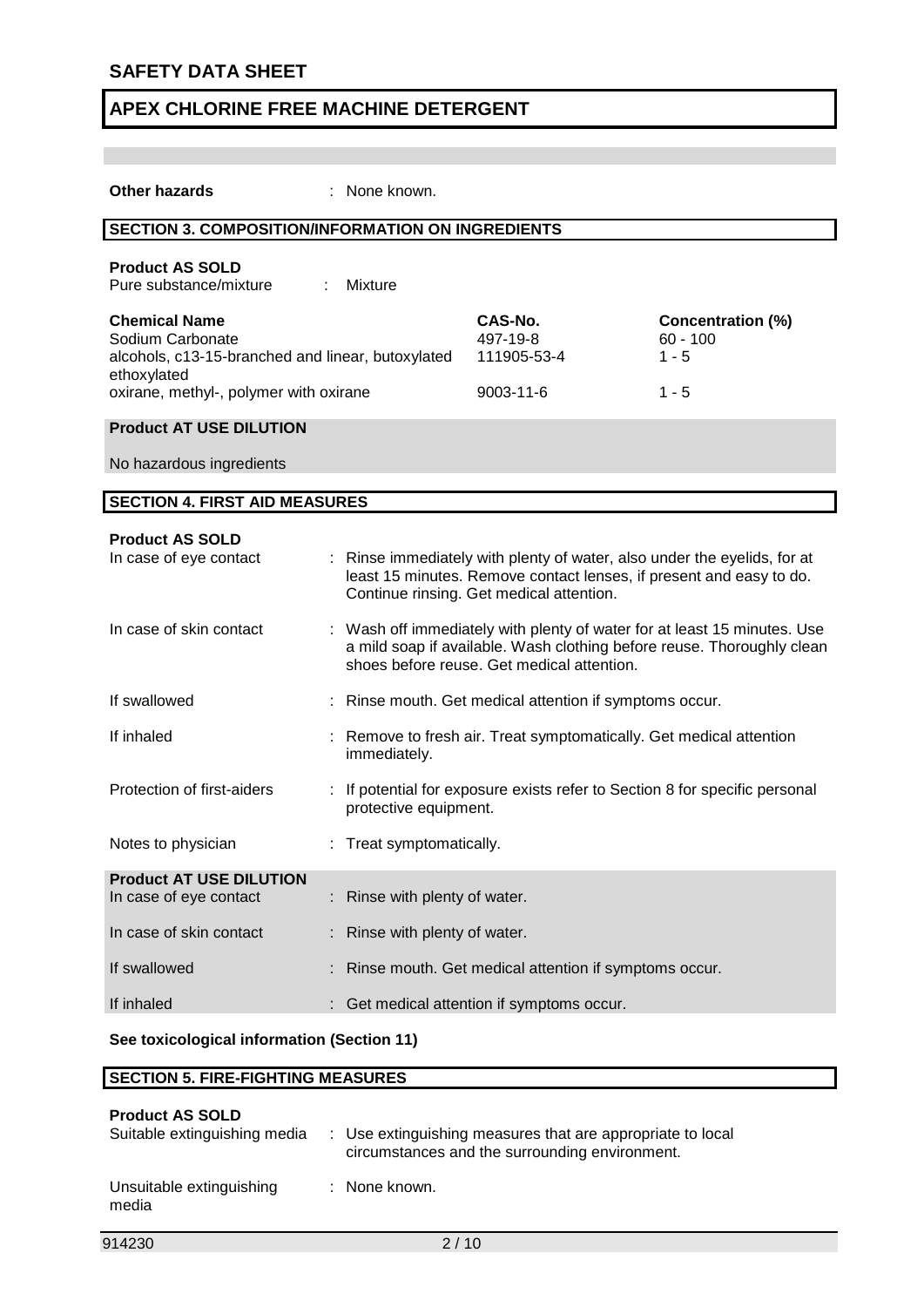**Other hazards** : None known.

## SECTION 3. COMPOSITION/INFORMATION ON INGREDIENTS

**Product AS SOLD**

Pure substance/mixture : Mixture

| Chemical Name | CAS-No. | Concentration (%) |
|---|---|---|
| Sodium Carbonate | 497-19-8 | 60 - 100 |
| alcohols, c13-15-branched and linear, butoxylated ethoxylated | 111905-53-4 | 1 - 5 |
| oxirane, methyl-, polymer with oxirane | 9003-11-6 | 1 - 5 |

**Product AT USE DILUTION**

No hazardous ingredients

## SECTION 4. FIRST AID MEASURES

**Product AS SOLD**

In case of eye contact : Rinse immediately with plenty of water, also under the eyelids, for at least 15 minutes. Remove contact lenses, if present and easy to do. Continue rinsing. Get medical attention.

In case of skin contact : Wash off immediately with plenty of water for at least 15 minutes. Use a mild soap if available. Wash clothing before reuse. Thoroughly clean shoes before reuse. Get medical attention.

If swallowed : Rinse mouth. Get medical attention if symptoms occur.

If inhaled : Remove to fresh air. Treat symptomatically. Get medical attention immediately.

Protection of first-aiders : If potential for exposure exists refer to Section 8 for specific personal protective equipment.

Notes to physician : Treat symptomatically.

**Product AT USE DILUTION**

In case of eye contact : Rinse with plenty of water.

In case of skin contact : Rinse with plenty of water.

If swallowed : Rinse mouth. Get medical attention if symptoms occur.

If inhaled : Get medical attention if symptoms occur.

**See toxicological information (Section 11)**

## SECTION 5. FIRE-FIGHTING MEASURES

**Product AS SOLD**

Suitable extinguishing media : Use extinguishing measures that are appropriate to local circumstances and the surrounding environment.

Unsuitable extinguishing media : None known.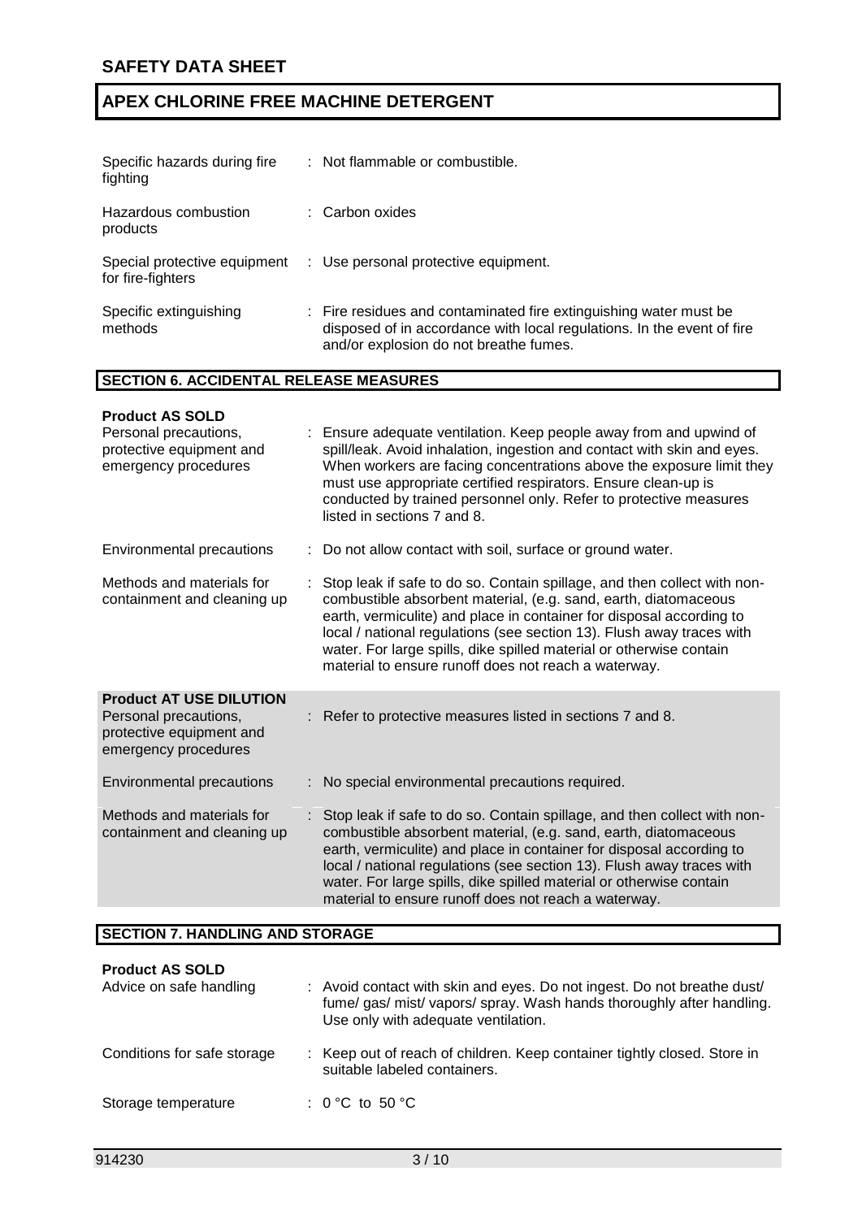| | |
|---|---|
| Specific hazards during fire fighting | : Not flammable or combustible. |
| Hazardous combustion products | : Carbon oxides |
| Special protective equipment for fire-fighters | : Use personal protective equipment. |
| Specific extinguishing methods | : Fire residues and contaminated fire extinguishing water must be disposed of in accordance with local regulations. In the event of fire and/or explosion do not breathe fumes. |

## SECTION 6. ACCIDENTAL RELEASE MEASURES

**Product AS SOLD**

| | |
|---|---|
| Personal precautions, protective equipment and emergency procedures | : Ensure adequate ventilation. Keep people away from and upwind of spill/leak. Avoid inhalation, ingestion and contact with skin and eyes. When workers are facing concentrations above the exposure limit they must use appropriate certified respirators. Ensure clean-up is conducted by trained personnel only. Refer to protective measures listed in sections 7 and 8. |
| Environmental precautions | : Do not allow contact with soil, surface or ground water. |
| Methods and materials for containment and cleaning up | : Stop leak if safe to do so. Contain spillage, and then collect with non-combustible absorbent material, (e.g. sand, earth, diatomaceous earth, vermiculite) and place in container for disposal according to local / national regulations (see section 13). Flush away traces with water. For large spills, dike spilled material or otherwise contain material to ensure runoff does not reach a waterway. |

**Product AT USE DILUTION**

| | |
|---|---|
| Personal precautions, protective equipment and emergency procedures | : Refer to protective measures listed in sections 7 and 8. |
| Environmental precautions | : No special environmental precautions required. |
| Methods and materials for containment and cleaning up | : Stop leak if safe to do so. Contain spillage, and then collect with non-combustible absorbent material, (e.g. sand, earth, diatomaceous earth, vermiculite) and place in container for disposal according to local / national regulations (see section 13). Flush away traces with water. For large spills, dike spilled material or otherwise contain material to ensure runoff does not reach a waterway. |

## SECTION 7. HANDLING AND STORAGE

**Product AS SOLD**

| | |
|---|---|
| Advice on safe handling | : Avoid contact with skin and eyes. Do not ingest. Do not breathe dust/ fume/ gas/ mist/ vapors/ spray. Wash hands thoroughly after handling. Use only with adequate ventilation. |
| Conditions for safe storage | : Keep out of reach of children. Keep container tightly closed. Store in suitable labeled containers. |
| Storage temperature | : 0 °C to 50 °C |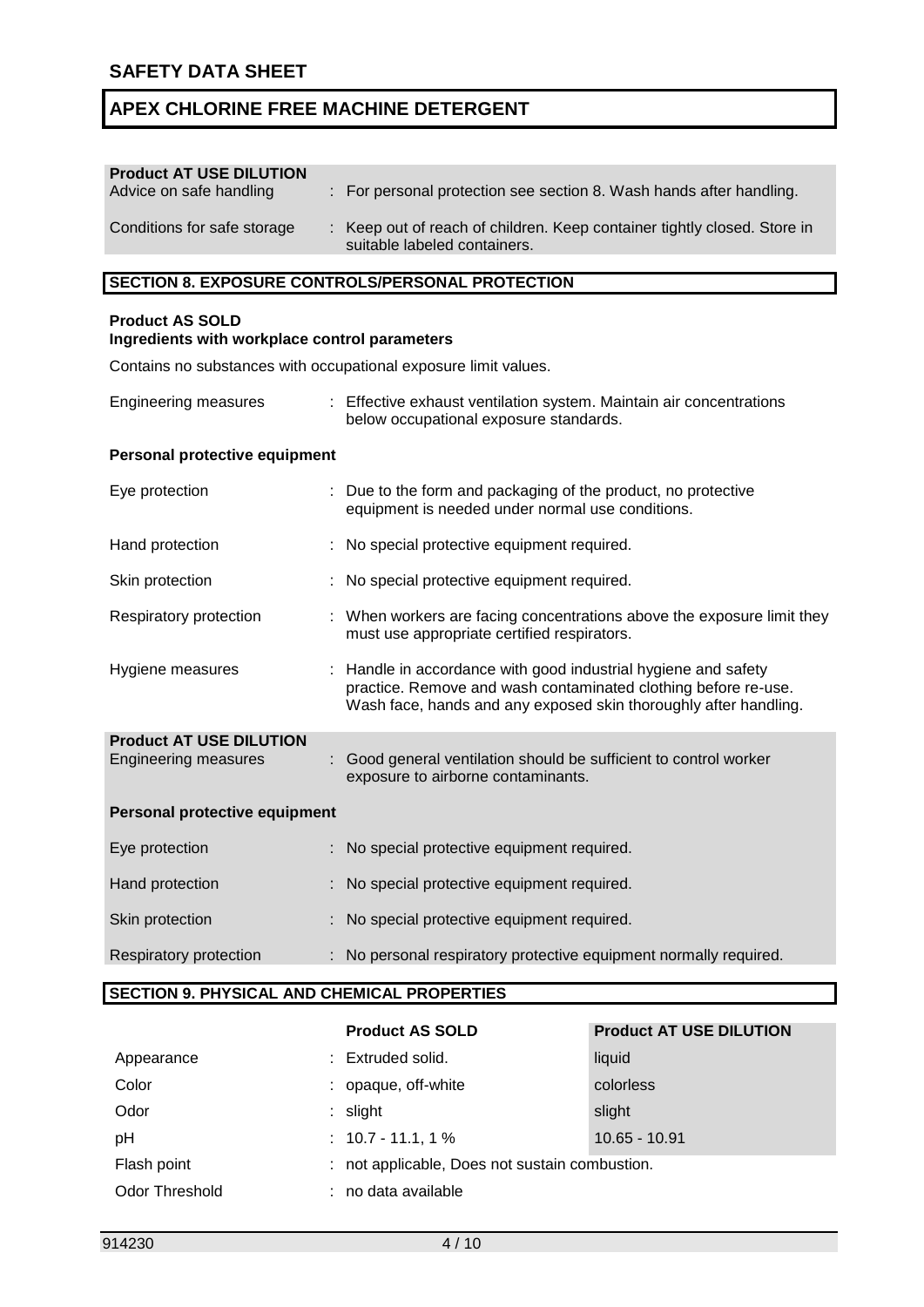**Product AT USE DILUTION**

| | |
|---|---|
| Advice on safe handling | : For personal protection see section 8. Wash hands after handling. |
| Conditions for safe storage | : Keep out of reach of children. Keep container tightly closed. Store in suitable labeled containers. |

## SECTION 8. EXPOSURE CONTROLS/PERSONAL PROTECTION

**Product AS SOLD**
**Ingredients with workplace control parameters**

Contains no substances with occupational exposure limit values.

| | |
|---|---|
| Engineering measures | : Effective exhaust ventilation system. Maintain air concentrations below occupational exposure standards. |

**Personal protective equipment**

| | |
|---|---|
| Eye protection | : Due to the form and packaging of the product, no protective equipment is needed under normal use conditions. |
| Hand protection | : No special protective equipment required. |
| Skin protection | : No special protective equipment required. |
| Respiratory protection | : When workers are facing concentrations above the exposure limit they must use appropriate certified respirators. |
| Hygiene measures | : Handle in accordance with good industrial hygiene and safety practice. Remove and wash contaminated clothing before re-use. Wash face, hands and any exposed skin thoroughly after handling. |

**Product AT USE DILUTION**

| | |
|---|---|
| Engineering measures | : Good general ventilation should be sufficient to control worker exposure to airborne contaminants. |

**Personal protective equipment**

| | |
|---|---|
| Eye protection | : No special protective equipment required. |
| Hand protection | : No special protective equipment required. |
| Skin protection | : No special protective equipment required. |
| Respiratory protection | : No personal respiratory protective equipment normally required. |

## SECTION 9. PHYSICAL AND CHEMICAL PROPERTIES

| | Product AS SOLD | Product AT USE DILUTION |
|---|---|---|
| Appearance | : Extruded solid. | liquid |
| Color | : opaque, off-white | colorless |
| Odor | : slight | slight |
| pH | : 10.7 - 11.1, 1 % | 10.65 - 10.91 |
| Flash point | : not applicable, Does not sustain combustion. | |
| Odor Threshold | : no data available | |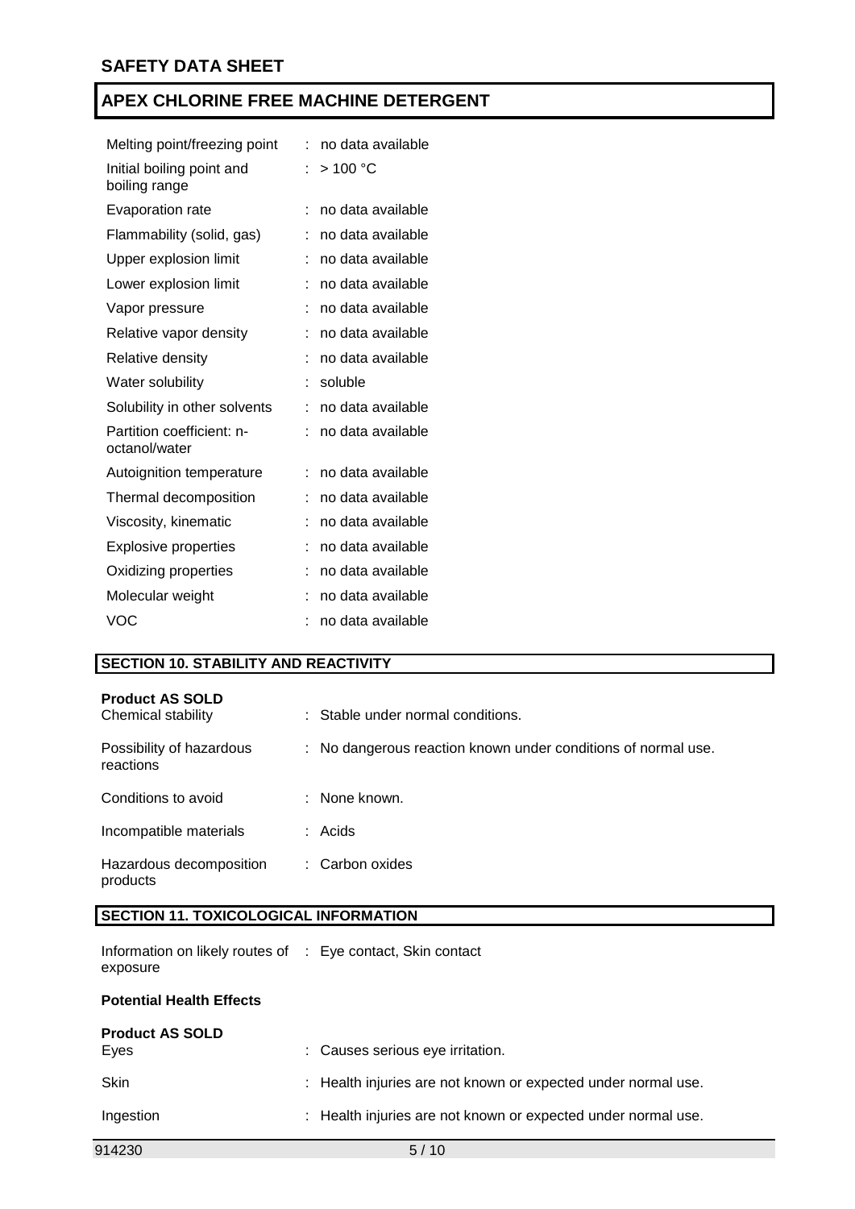| | | |
|---|---|---|
| Melting point/freezing point | : | no data available |
| Initial boiling point and boiling range | : | > 100 °C |
| Evaporation rate | : | no data available |
| Flammability (solid, gas) | : | no data available |
| Upper explosion limit | : | no data available |
| Lower explosion limit | : | no data available |
| Vapor pressure | : | no data available |
| Relative vapor density | : | no data available |
| Relative density | : | no data available |
| Water solubility | : | soluble |
| Solubility in other solvents | : | no data available |
| Partition coefficient: n-octanol/water | : | no data available |
| Autoignition temperature | : | no data available |
| Thermal decomposition | : | no data available |
| Viscosity, kinematic | : | no data available |
| Explosive properties | : | no data available |
| Oxidizing properties | : | no data available |
| Molecular weight | : | no data available |
| VOC | : | no data available |

## SECTION 10. STABILITY AND REACTIVITY

**Product AS SOLD**

| | | |
|---|---|---|
| Chemical stability | : | Stable under normal conditions. |
| Possibility of hazardous reactions | : | No dangerous reaction known under conditions of normal use. |
| Conditions to avoid | : | None known. |
| Incompatible materials | : | Acids |
| Hazardous decomposition products | : | Carbon oxides |

## SECTION 11. TOXICOLOGICAL INFORMATION

Information on likely routes of exposure : Eye contact, Skin contact

**Potential Health Effects**

**Product AS SOLD**

| | | |
|---|---|---|
| Eyes | : | Causes serious eye irritation. |
| Skin | : | Health injuries are not known or expected under normal use. |
| Ingestion | : | Health injuries are not known or expected under normal use. |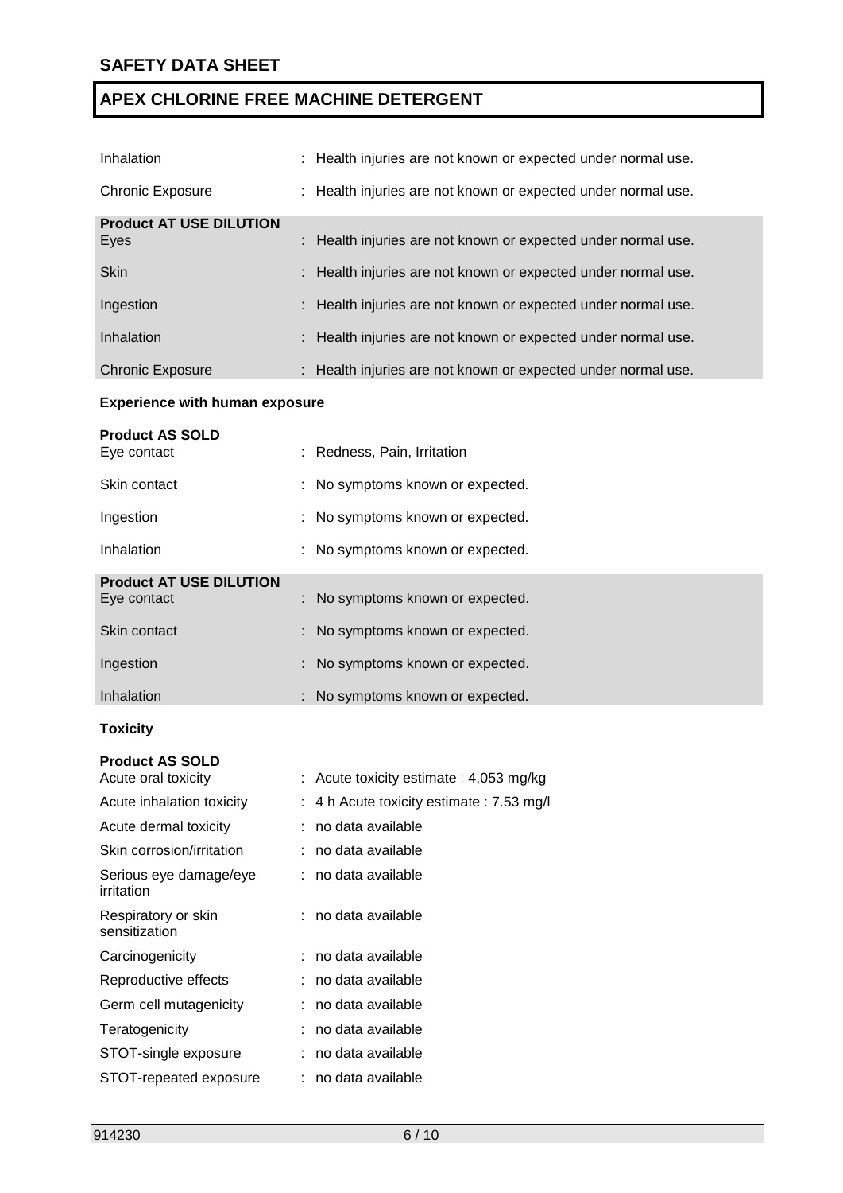| | |
|---|---|
| Inhalation | : Health injuries are not known or expected under normal use. |
| Chronic Exposure | : Health injuries are not known or expected under normal use. |

**Product AT USE DILUTION**

| | |
|---|---|
| Eyes | : Health injuries are not known or expected under normal use. |
| Skin | : Health injuries are not known or expected under normal use. |
| Ingestion | : Health injuries are not known or expected under normal use. |
| Inhalation | : Health injuries are not known or expected under normal use. |
| Chronic Exposure | : Health injuries are not known or expected under normal use. |

**Experience with human exposure**

**Product AS SOLD**

| | |
|---|---|
| Eye contact | : Redness, Pain, Irritation |
| Skin contact | : No symptoms known or expected. |
| Ingestion | : No symptoms known or expected. |
| Inhalation | : No symptoms known or expected. |

**Product AT USE DILUTION**

| | |
|---|---|
| Eye contact | : No symptoms known or expected. |
| Skin contact | : No symptoms known or expected. |
| Ingestion | : No symptoms known or expected. |
| Inhalation | : No symptoms known or expected. |

**Toxicity**

**Product AS SOLD**

| | |
|---|---|
| Acute oral toxicity | : Acute toxicity estimate : 4,053 mg/kg |
| Acute inhalation toxicity | : 4 h Acute toxicity estimate : 7.53 mg/l |
| Acute dermal toxicity | : no data available |
| Skin corrosion/irritation | : no data available |
| Serious eye damage/eye irritation | : no data available |
| Respiratory or skin sensitization | : no data available |
| Carcinogenicity | : no data available |
| Reproductive effects | : no data available |
| Germ cell mutagenicity | : no data available |
| Teratogenicity | : no data available |
| STOT-single exposure | : no data available |
| STOT-repeated exposure | : no data available |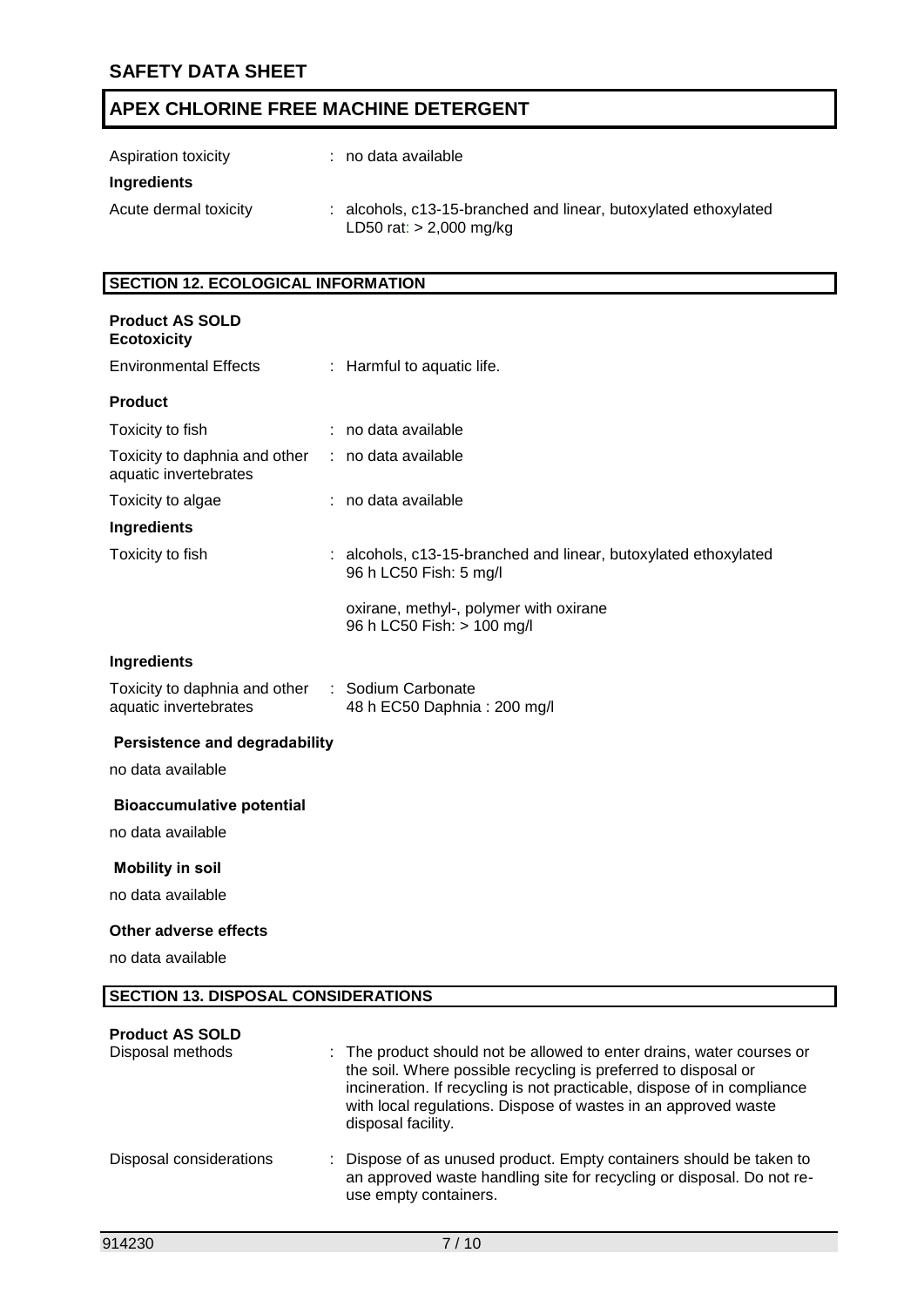Aspiration toxicity : no data available

**Ingredients**

Acute dermal toxicity : alcohols, c13-15-branched and linear, butoxylated ethoxylated
LD50 rat: > 2,000 mg/kg

## SECTION 12. ECOLOGICAL INFORMATION

**Product AS SOLD**
**Ecotoxicity**

Environmental Effects : Harmful to aquatic life.

**Product**

Toxicity to fish : no data available

Toxicity to daphnia and other aquatic invertebrates : no data available

Toxicity to algae : no data available

**Ingredients**

Toxicity to fish : alcohols, c13-15-branched and linear, butoxylated ethoxylated
96 h LC50 Fish: 5 mg/l

oxirane, methyl-, polymer with oxirane
96 h LC50 Fish: > 100 mg/l

**Ingredients**

Toxicity to daphnia and other aquatic invertebrates : Sodium Carbonate
48 h EC50 Daphnia : 200 mg/l

**Persistence and degradability**

no data available

**Bioaccumulative potential**

no data available

**Mobility in soil**

no data available

**Other adverse effects**

no data available

## SECTION 13. DISPOSAL CONSIDERATIONS

**Product AS SOLD**

Disposal methods : The product should not be allowed to enter drains, water courses or the soil. Where possible recycling is preferred to disposal or incineration. If recycling is not practicable, dispose of in compliance with local regulations. Dispose of wastes in an approved waste disposal facility.

Disposal considerations : Dispose of as unused product. Empty containers should be taken to an approved waste handling site for recycling or disposal. Do not re-use empty containers.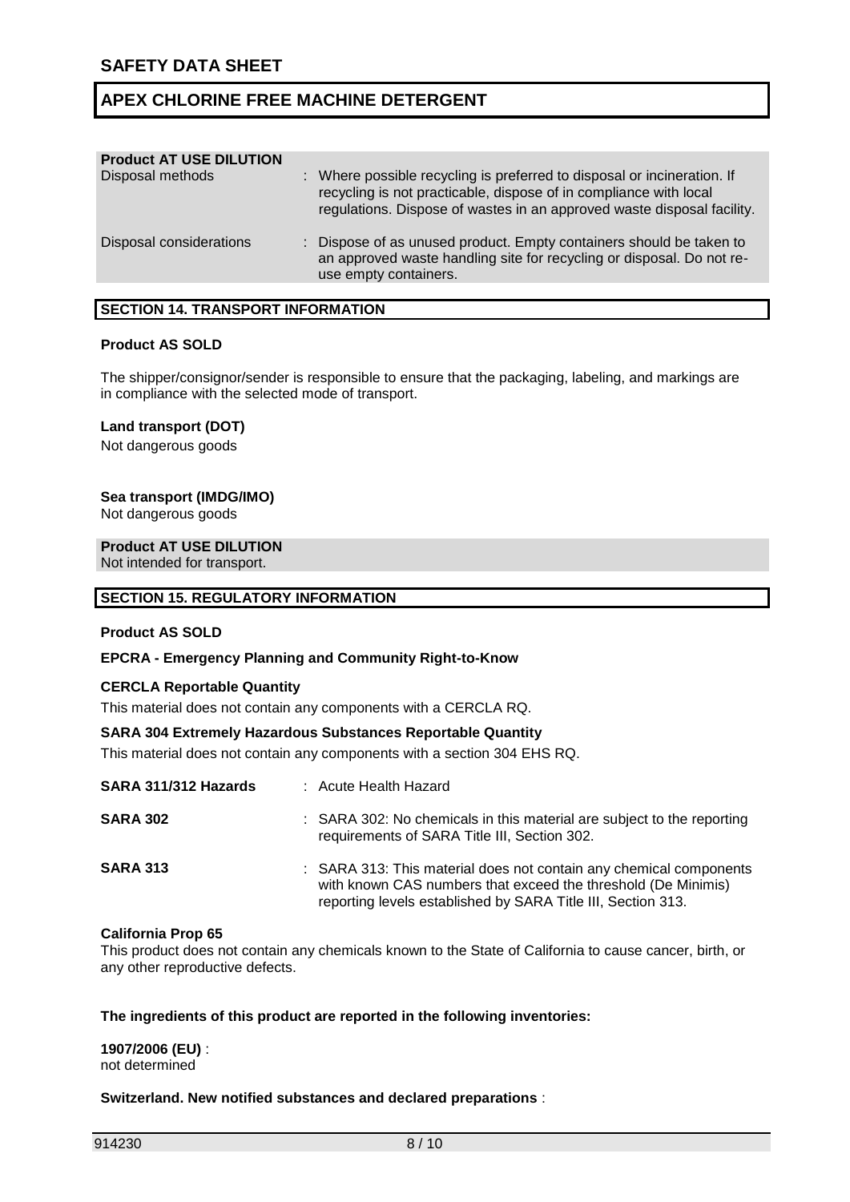**Product AT USE DILUTION**

| | |
|---|---|
| Disposal methods | : Where possible recycling is preferred to disposal or incineration. If recycling is not practicable, dispose of in compliance with local regulations. Dispose of wastes in an approved waste disposal facility. |
| Disposal considerations | : Dispose of as unused product. Empty containers should be taken to an approved waste handling site for recycling or disposal. Do not re-use empty containers. |

## SECTION 14. TRANSPORT INFORMATION

**Product AS SOLD**

The shipper/consignor/sender is responsible to ensure that the packaging, labeling, and markings are in compliance with the selected mode of transport.

**Land transport (DOT)**

Not dangerous goods

**Sea transport (IMDG/IMO)**

Not dangerous goods

**Product AT USE DILUTION**

Not intended for transport.

## SECTION 15. REGULATORY INFORMATION

**Product AS SOLD**

**EPCRA - Emergency Planning and Community Right-to-Know**

**CERCLA Reportable Quantity**

This material does not contain any components with a CERCLA RQ.

**SARA 304 Extremely Hazardous Substances Reportable Quantity**

This material does not contain any components with a section 304 EHS RQ.

| | |
|---|---|
| **SARA 311/312 Hazards** | : Acute Health Hazard |
| **SARA 302** | : SARA 302: No chemicals in this material are subject to the reporting requirements of SARA Title III, Section 302. |
| **SARA 313** | : SARA 313: This material does not contain any chemical components with known CAS numbers that exceed the threshold (De Minimis) reporting levels established by SARA Title III, Section 313. |

**California Prop 65**

This product does not contain any chemicals known to the State of California to cause cancer, birth, or any other reproductive defects.

**The ingredients of this product are reported in the following inventories:**

**1907/2006 (EU)** :
not determined

**Switzerland. New notified substances and declared preparations** :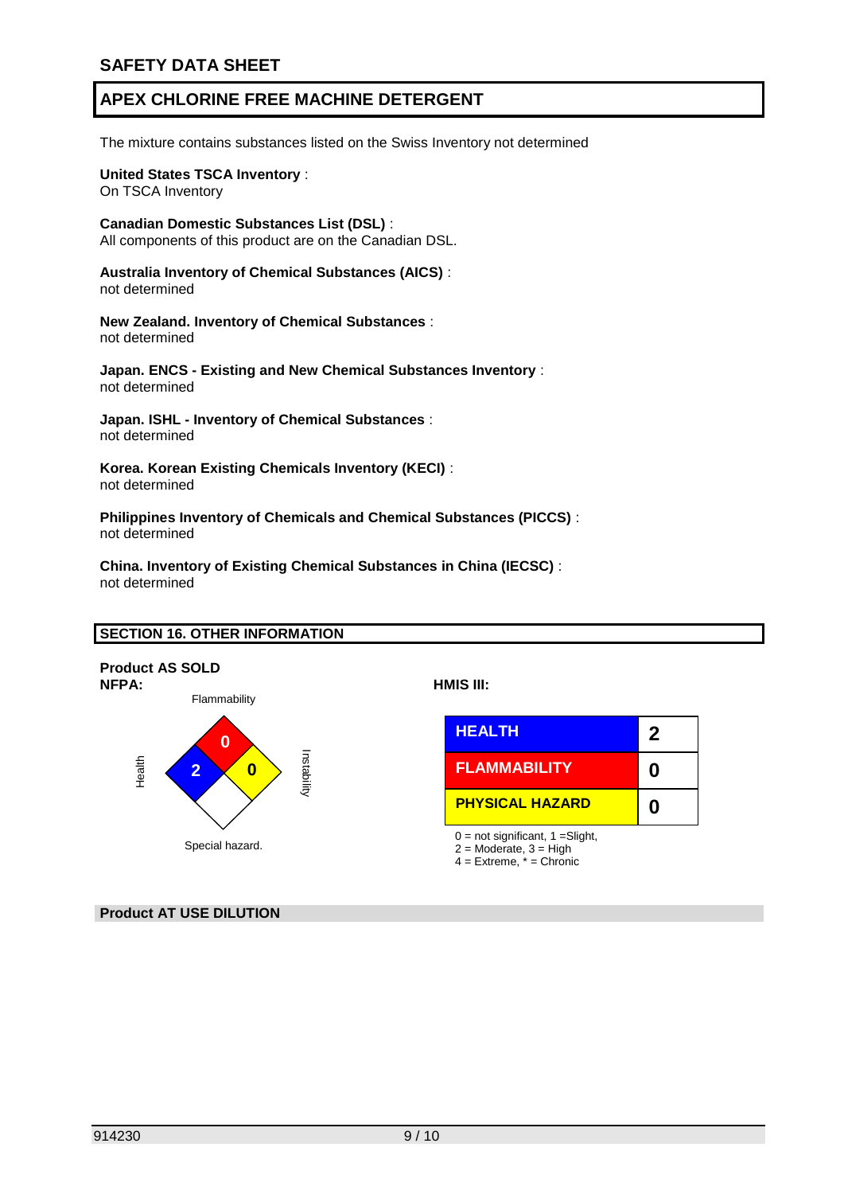The mixture contains substances listed on the Swiss Inventory not determined

**United States TSCA Inventory** :
On TSCA Inventory

**Canadian Domestic Substances List (DSL)** :
All components of this product are on the Canadian DSL.

**Australia Inventory of Chemical Substances (AICS)** :
not determined

**New Zealand. Inventory of Chemical Substances** :
not determined

**Japan. ENCS - Existing and New Chemical Substances Inventory** :
not determined

**Japan. ISHL - Inventory of Chemical Substances** :
not determined

**Korea. Korean Existing Chemicals Inventory (KECI)** :
not determined

**Philippines Inventory of Chemicals and Chemical Substances (PICCS)** :
not determined

**China. Inventory of Existing Chemical Substances in China (IECSC)** :
not determined

## SECTION 16. OTHER INFORMATION

**Product AS SOLD**

**NFPA:**

| Health | Flammability | Instability | Special hazard. |
|---|---|---|---|
| 2 | 0 | 0 | |

**HMIS III:**

| | |
|---|---|
| HEALTH | 2 |
| FLAMMABILITY | 0 |
| PHYSICAL HAZARD | 0 |

0 = not significant, 1 =Slight,
2 = Moderate, 3 = High
4 = Extreme, * = Chronic

**Product AT USE DILUTION**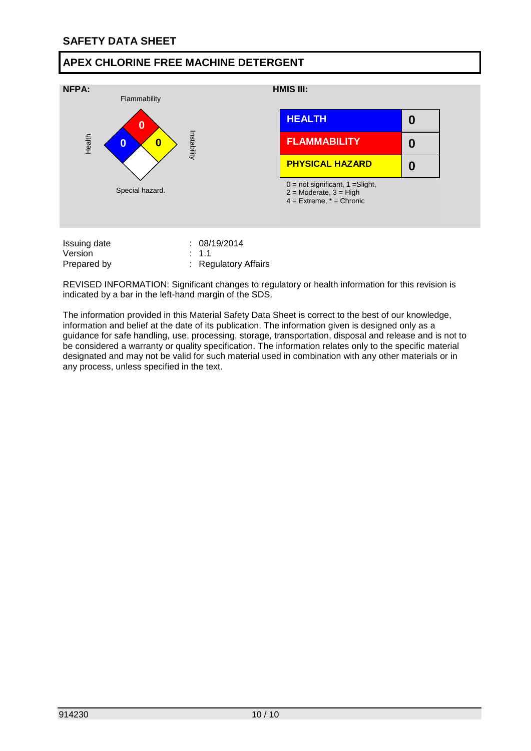## SAFETY DATA SHEET

## APEX CHLORINE FREE MACHINE DETERGENT

**NFPA:**

Flammability: 0

Health: 0

Instability: 0

Special hazard.

**HMIS III:**

| | |
|---|---|
| **HEALTH** | **0** |
| **FLAMMABILITY** | **0** |
| **PHYSICAL HAZARD** | **0** |

0 = not significant, 1 =Slight,
2 = Moderate, 3 = High
4 = Extreme, * = Chronic

Issuing date : 08/19/2014
Version : 1.1
Prepared by : Regulatory Affairs

REVISED INFORMATION: Significant changes to regulatory or health information for this revision is indicated by a bar in the left-hand margin of the SDS.

The information provided in this Material Safety Data Sheet is correct to the best of our knowledge, information and belief at the date of its publication. The information given is designed only as a guidance for safe handling, use, processing, storage, transportation, disposal and release and is not to be considered a warranty or quality specification. The information relates only to the specific material designated and may not be valid for such material used in combination with any other materials or in any process, unless specified in the text.

914230